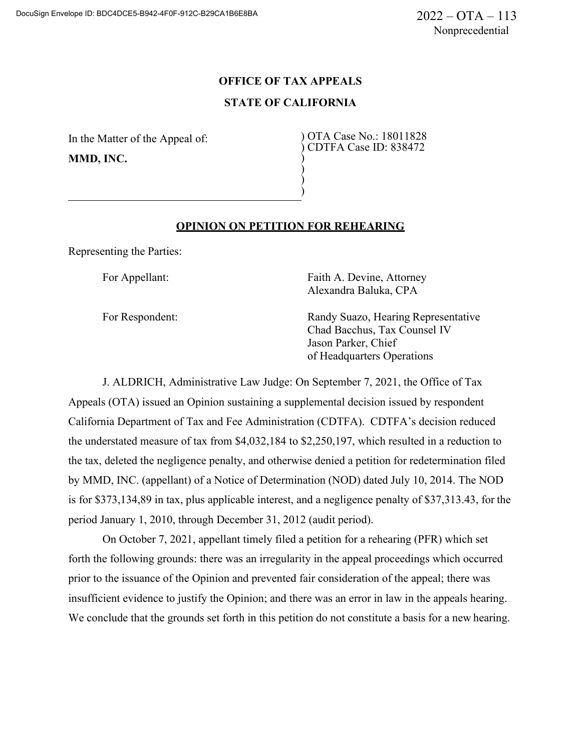2022 – OTA – 113
Nonprecedential

**OFFICE OF TAX APPEALS**

**STATE OF CALIFORNIA**

| | |
|---|---|
| In the Matter of the Appeal of: | ) OTA Case No.: 18011828 |
| **MMD, INC.** | ) CDTFA Case ID: 838472 |
| | ) |
| | ) |
| | ) |
| | ) |

## OPINION ON PETITION FOR REHEARING

Representing the Parties:

| | |
|---|---|
| For Appellant: | Faith A. Devine, Attorney<br>Alexandra Baluka, CPA |
| For Respondent: | Randy Suazo, Hearing Representative<br>Chad Bacchus, Tax Counsel IV<br>Jason Parker, Chief<br>of Headquarters Operations |

J. ALDRICH, Administrative Law Judge: On September 7, 2021, the Office of Tax Appeals (OTA) issued an Opinion sustaining a supplemental decision issued by respondent California Department of Tax and Fee Administration (CDTFA). CDTFA's decision reduced the understated measure of tax from $4,032,184 to $2,250,197, which resulted in a reduction to the tax, deleted the negligence penalty, and otherwise denied a petition for redetermination filed by MMD, INC. (appellant) of a Notice of Determination (NOD) dated July 10, 2014. The NOD is for $373,134,89 in tax, plus applicable interest, and a negligence penalty of $37,313.43, for the period January 1, 2010, through December 31, 2012 (audit period).

On October 7, 2021, appellant timely filed a petition for a rehearing (PFR) which set forth the following grounds: there was an irregularity in the appeal proceedings which occurred prior to the issuance of the Opinion and prevented fair consideration of the appeal; there was insufficient evidence to justify the Opinion; and there was an error in law in the appeals hearing. We conclude that the grounds set forth in this petition do not constitute a basis for a new hearing.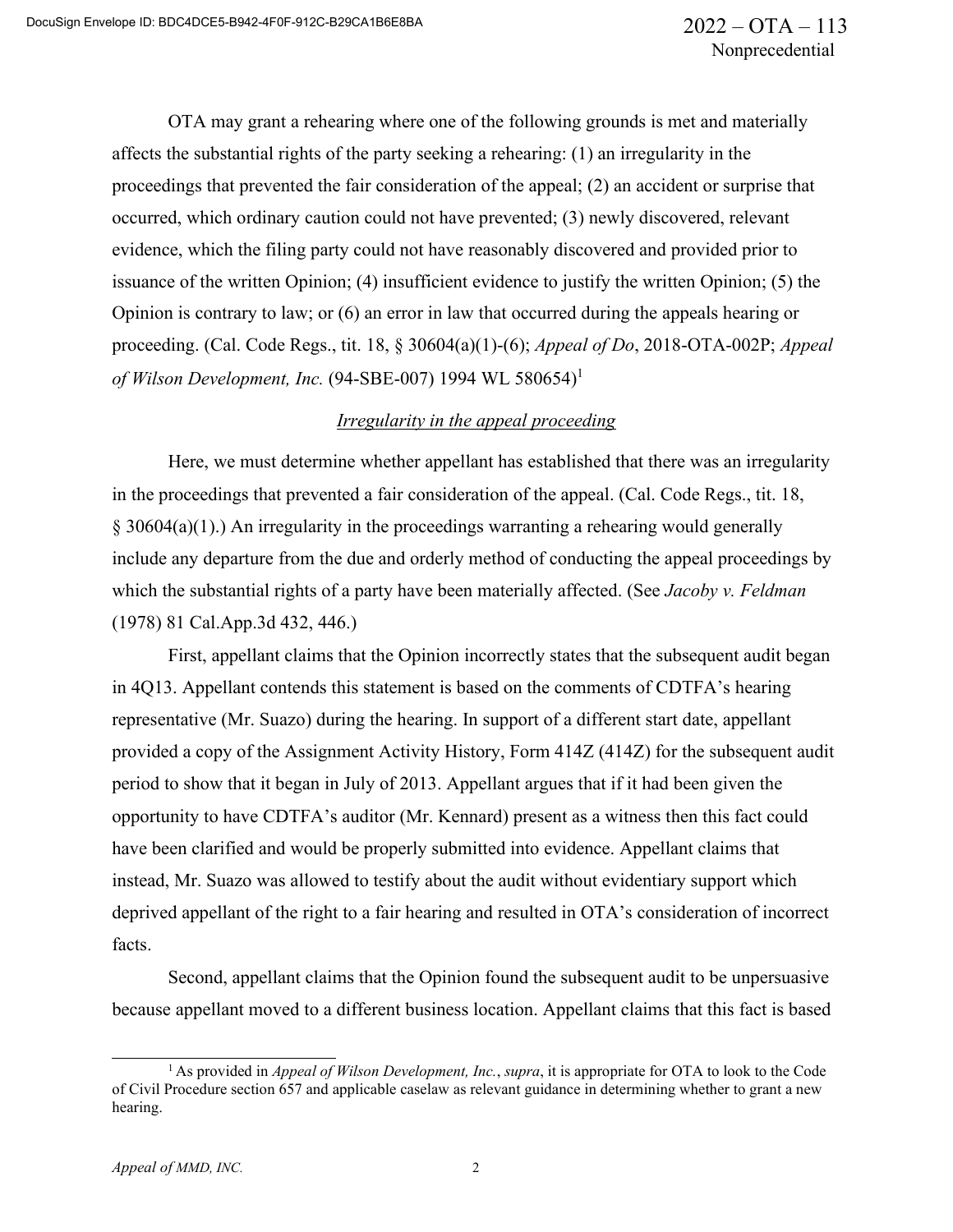OTA may grant a rehearing where one of the following grounds is met and materially affects the substantial rights of the party seeking a rehearing: (1) an irregularity in the proceedings that prevented the fair consideration of the appeal; (2) an accident or surprise that occurred, which ordinary caution could not have prevented; (3) newly discovered, relevant evidence, which the filing party could not have reasonably discovered and provided prior to issuance of the written Opinion; (4) insufficient evidence to justify the written Opinion; (5) the Opinion is contrary to law; or (6) an error in law that occurred during the appeals hearing or proceeding. (Cal. Code Regs., tit. 18, § 30604(a)(1)-(6); *Appeal of Do*, 2018-OTA-002P; *Appeal of Wilson Development, Inc.* (94-SBE-007) 1994 WL 580654)[1]

*Irregularity in the appeal proceeding*

Here, we must determine whether appellant has established that there was an irregularity in the proceedings that prevented a fair consideration of the appeal. (Cal. Code Regs., tit. 18, § 30604(a)(1).) An irregularity in the proceedings warranting a rehearing would generally include any departure from the due and orderly method of conducting the appeal proceedings by which the substantial rights of a party have been materially affected. (See *Jacoby v. Feldman* (1978) 81 Cal.App.3d 432, 446.)

First, appellant claims that the Opinion incorrectly states that the subsequent audit began in 4Q13. Appellant contends this statement is based on the comments of CDTFA's hearing representative (Mr. Suazo) during the hearing. In support of a different start date, appellant provided a copy of the Assignment Activity History, Form 414Z (414Z) for the subsequent audit period to show that it began in July of 2013. Appellant argues that if it had been given the opportunity to have CDTFA's auditor (Mr. Kennard) present as a witness then this fact could have been clarified and would be properly submitted into evidence. Appellant claims that instead, Mr. Suazo was allowed to testify about the audit without evidentiary support which deprived appellant of the right to a fair hearing and resulted in OTA's consideration of incorrect facts.

Second, appellant claims that the Opinion found the subsequent audit to be unpersuasive because appellant moved to a different business location. Appellant claims that this fact is based

[1] As provided in *Appeal of Wilson Development, Inc.*, *supra*, it is appropriate for OTA to look to the Code of Civil Procedure section 657 and applicable caselaw as relevant guidance in determining whether to grant a new hearing.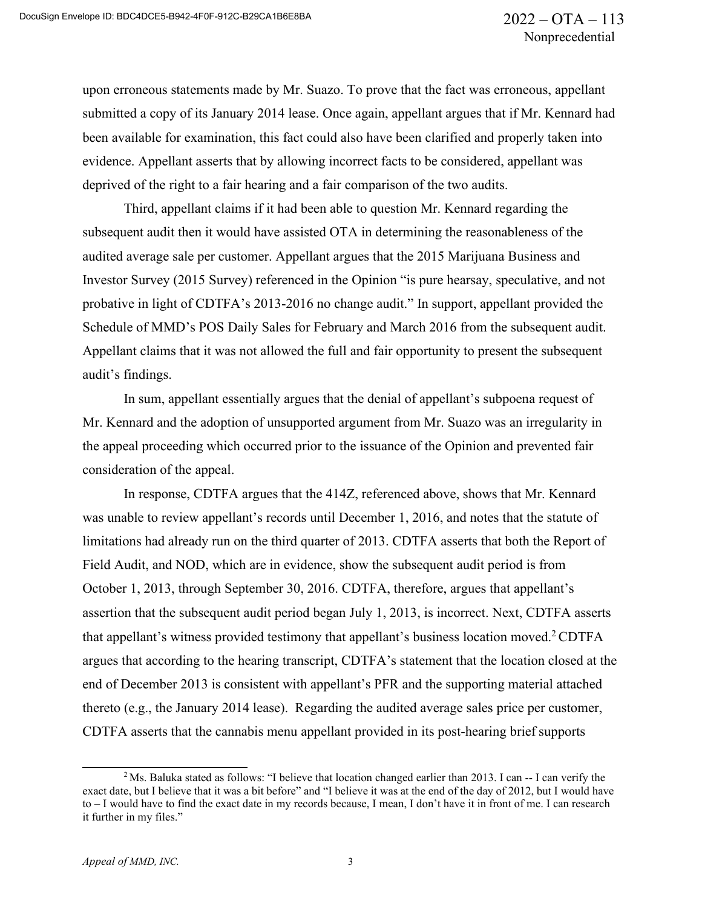upon erroneous statements made by Mr. Suazo. To prove that the fact was erroneous, appellant submitted a copy of its January 2014 lease. Once again, appellant argues that if Mr. Kennard had been available for examination, this fact could also have been clarified and properly taken into evidence. Appellant asserts that by allowing incorrect facts to be considered, appellant was deprived of the right to a fair hearing and a fair comparison of the two audits.

Third, appellant claims if it had been able to question Mr. Kennard regarding the subsequent audit then it would have assisted OTA in determining the reasonableness of the audited average sale per customer. Appellant argues that the 2015 Marijuana Business and Investor Survey (2015 Survey) referenced in the Opinion "is pure hearsay, speculative, and not probative in light of CDTFA's 2013-2016 no change audit." In support, appellant provided the Schedule of MMD's POS Daily Sales for February and March 2016 from the subsequent audit. Appellant claims that it was not allowed the full and fair opportunity to present the subsequent audit's findings.

In sum, appellant essentially argues that the denial of appellant's subpoena request of Mr. Kennard and the adoption of unsupported argument from Mr. Suazo was an irregularity in the appeal proceeding which occurred prior to the issuance of the Opinion and prevented fair consideration of the appeal.

In response, CDTFA argues that the 414Z, referenced above, shows that Mr. Kennard was unable to review appellant's records until December 1, 2016, and notes that the statute of limitations had already run on the third quarter of 2013. CDTFA asserts that both the Report of Field Audit, and NOD, which are in evidence, show the subsequent audit period is from October 1, 2013, through September 30, 2016. CDTFA, therefore, argues that appellant's assertion that the subsequent audit period began July 1, 2013, is incorrect. Next, CDTFA asserts that appellant's witness provided testimony that appellant's business location moved.[2] CDTFA argues that according to the hearing transcript, CDTFA's statement that the location closed at the end of December 2013 is consistent with appellant's PFR and the supporting material attached thereto (e.g., the January 2014 lease). Regarding the audited average sales price per customer, CDTFA asserts that the cannabis menu appellant provided in its post-hearing brief supports

[2] Ms. Baluka stated as follows: "I believe that location changed earlier than 2013. I can -- I can verify the exact date, but I believe that it was a bit before" and "I believe it was at the end of the day of 2012, but I would have to – I would have to find the exact date in my records because, I mean, I don't have it in front of me. I can research it further in my files."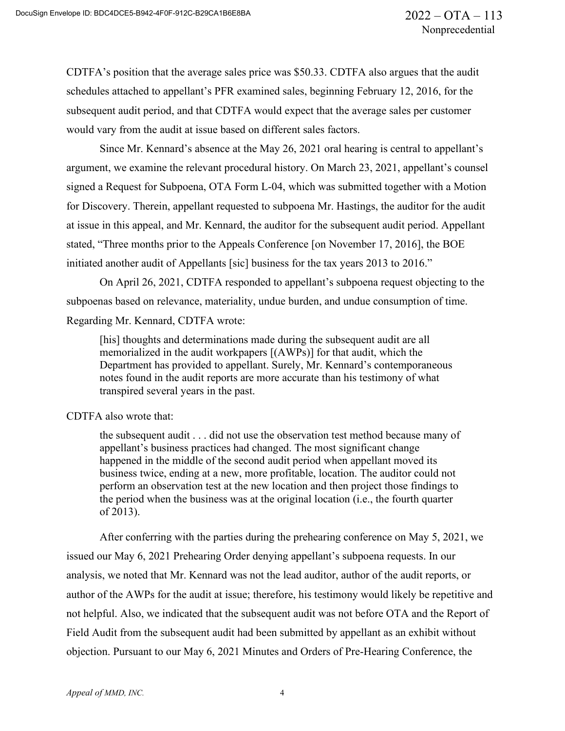CDTFA's position that the average sales price was $50.33. CDTFA also argues that the audit schedules attached to appellant's PFR examined sales, beginning February 12, 2016, for the subsequent audit period, and that CDTFA would expect that the average sales per customer would vary from the audit at issue based on different sales factors.

Since Mr. Kennard's absence at the May 26, 2021 oral hearing is central to appellant's argument, we examine the relevant procedural history. On March 23, 2021, appellant's counsel signed a Request for Subpoena, OTA Form L-04, which was submitted together with a Motion for Discovery. Therein, appellant requested to subpoena Mr. Hastings, the auditor for the audit at issue in this appeal, and Mr. Kennard, the auditor for the subsequent audit period. Appellant stated, "Three months prior to the Appeals Conference [on November 17, 2016], the BOE initiated another audit of Appellants [sic] business for the tax years 2013 to 2016."

On April 26, 2021, CDTFA responded to appellant's subpoena request objecting to the subpoenas based on relevance, materiality, undue burden, and undue consumption of time. Regarding Mr. Kennard, CDTFA wrote:

> [his] thoughts and determinations made during the subsequent audit are all memorialized in the audit workpapers [(AWPs)] for that audit, which the Department has provided to appellant. Surely, Mr. Kennard's contemporaneous notes found in the audit reports are more accurate than his testimony of what transpired several years in the past.

CDTFA also wrote that:

> the subsequent audit . . . did not use the observation test method because many of appellant's business practices had changed. The most significant change happened in the middle of the second audit period when appellant moved its business twice, ending at a new, more profitable, location. The auditor could not perform an observation test at the new location and then project those findings to the period when the business was at the original location (i.e., the fourth quarter of 2013).

After conferring with the parties during the prehearing conference on May 5, 2021, we issued our May 6, 2021 Prehearing Order denying appellant's subpoena requests. In our analysis, we noted that Mr. Kennard was not the lead auditor, author of the audit reports, or author of the AWPs for the audit at issue; therefore, his testimony would likely be repetitive and not helpful. Also, we indicated that the subsequent audit was not before OTA and the Report of Field Audit from the subsequent audit had been submitted by appellant as an exhibit without objection. Pursuant to our May 6, 2021 Minutes and Orders of Pre-Hearing Conference, the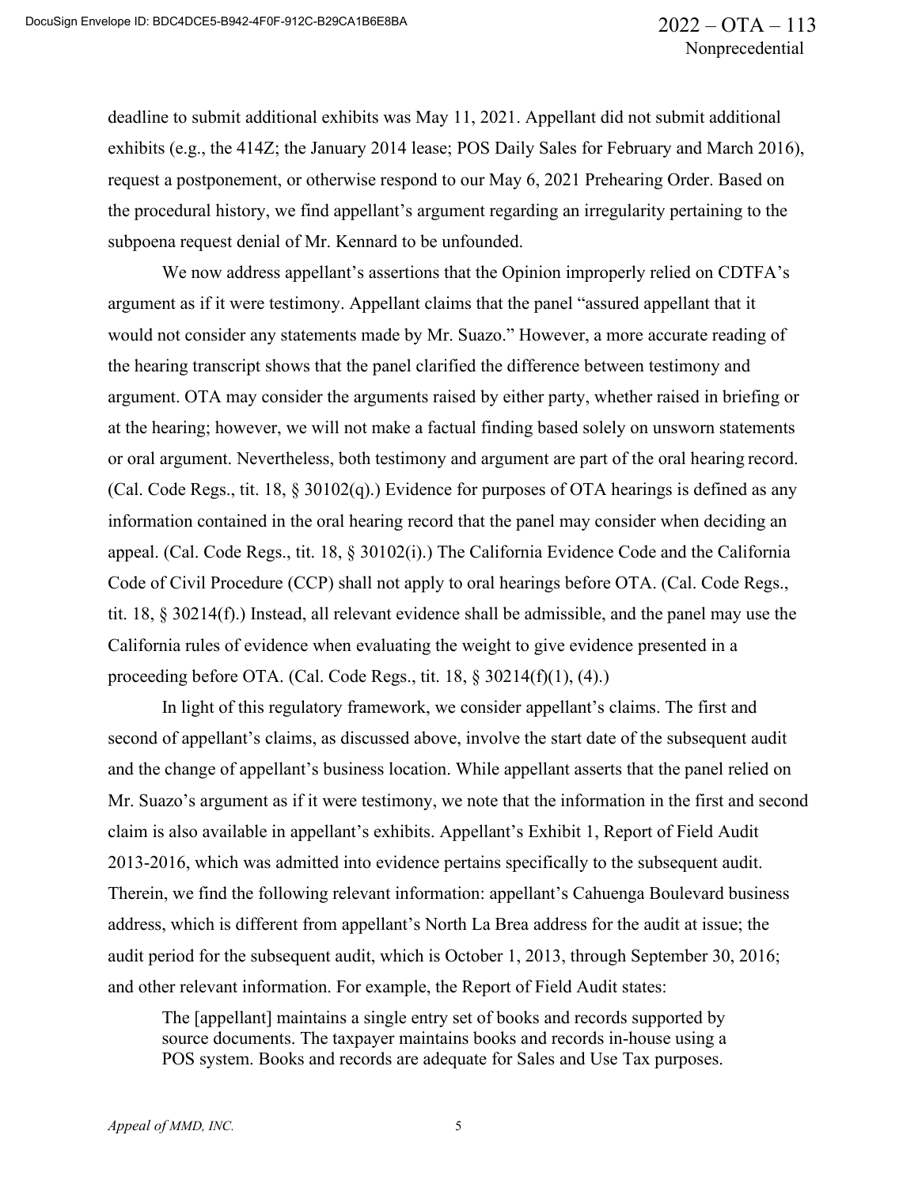deadline to submit additional exhibits was May 11, 2021. Appellant did not submit additional exhibits (e.g., the 414Z; the January 2014 lease; POS Daily Sales for February and March 2016), request a postponement, or otherwise respond to our May 6, 2021 Prehearing Order. Based on the procedural history, we find appellant's argument regarding an irregularity pertaining to the subpoena request denial of Mr. Kennard to be unfounded.

We now address appellant's assertions that the Opinion improperly relied on CDTFA's argument as if it were testimony. Appellant claims that the panel "assured appellant that it would not consider any statements made by Mr. Suazo." However, a more accurate reading of the hearing transcript shows that the panel clarified the difference between testimony and argument. OTA may consider the arguments raised by either party, whether raised in briefing or at the hearing; however, we will not make a factual finding based solely on unsworn statements or oral argument. Nevertheless, both testimony and argument are part of the oral hearing record. (Cal. Code Regs., tit. 18, § 30102(q).) Evidence for purposes of OTA hearings is defined as any information contained in the oral hearing record that the panel may consider when deciding an appeal. (Cal. Code Regs., tit. 18, § 30102(i).) The California Evidence Code and the California Code of Civil Procedure (CCP) shall not apply to oral hearings before OTA. (Cal. Code Regs., tit. 18, § 30214(f).) Instead, all relevant evidence shall be admissible, and the panel may use the California rules of evidence when evaluating the weight to give evidence presented in a proceeding before OTA. (Cal. Code Regs., tit. 18, § 30214(f)(1), (4).)

In light of this regulatory framework, we consider appellant's claims. The first and second of appellant's claims, as discussed above, involve the start date of the subsequent audit and the change of appellant's business location. While appellant asserts that the panel relied on Mr. Suazo's argument as if it were testimony, we note that the information in the first and second claim is also available in appellant's exhibits. Appellant's Exhibit 1, Report of Field Audit 2013-2016, which was admitted into evidence pertains specifically to the subsequent audit. Therein, we find the following relevant information: appellant's Cahuenga Boulevard business address, which is different from appellant's North La Brea address for the audit at issue; the audit period for the subsequent audit, which is October 1, 2013, through September 30, 2016; and other relevant information. For example, the Report of Field Audit states:

> The [appellant] maintains a single entry set of books and records supported by source documents. The taxpayer maintains books and records in-house using a POS system. Books and records are adequate for Sales and Use Tax purposes.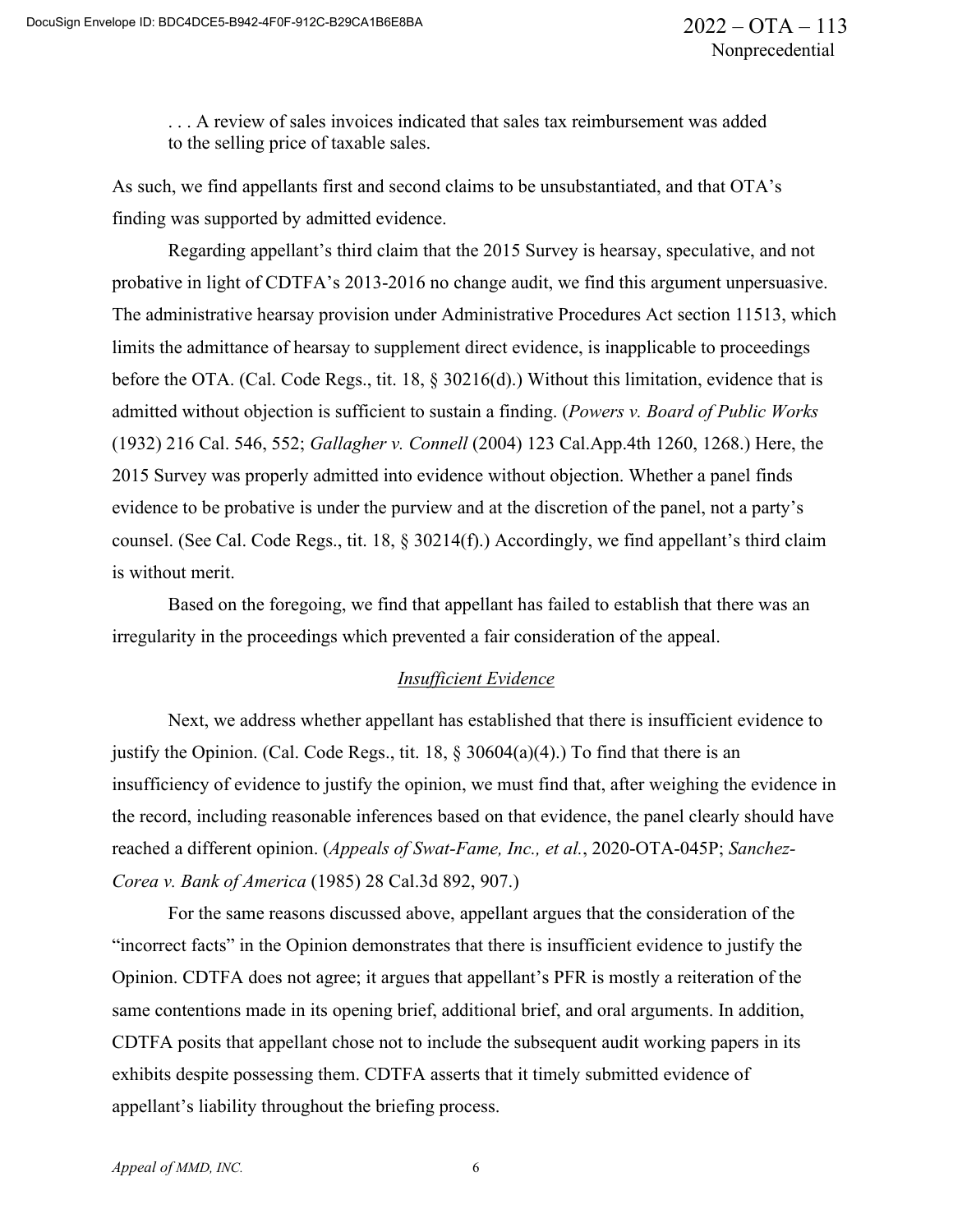> . . . A review of sales invoices indicated that sales tax reimbursement was added to the selling price of taxable sales.

As such, we find appellants first and second claims to be unsubstantiated, and that OTA's finding was supported by admitted evidence.

Regarding appellant's third claim that the 2015 Survey is hearsay, speculative, and not probative in light of CDTFA's 2013-2016 no change audit, we find this argument unpersuasive. The administrative hearsay provision under Administrative Procedures Act section 11513, which limits the admittance of hearsay to supplement direct evidence, is inapplicable to proceedings before the OTA. (Cal. Code Regs., tit. 18, § 30216(d).) Without this limitation, evidence that is admitted without objection is sufficient to sustain a finding. (*Powers v. Board of Public Works* (1932) 216 Cal. 546, 552; *Gallagher v. Connell* (2004) 123 Cal.App.4th 1260, 1268.) Here, the 2015 Survey was properly admitted into evidence without objection. Whether a panel finds evidence to be probative is under the purview and at the discretion of the panel, not a party's counsel. (See Cal. Code Regs., tit. 18, § 30214(f).) Accordingly, we find appellant's third claim is without merit.

Based on the foregoing, we find that appellant has failed to establish that there was an irregularity in the proceedings which prevented a fair consideration of the appeal.

## *Insufficient Evidence*

Next, we address whether appellant has established that there is insufficient evidence to justify the Opinion. (Cal. Code Regs., tit. 18, § 30604(a)(4).) To find that there is an insufficiency of evidence to justify the opinion, we must find that, after weighing the evidence in the record, including reasonable inferences based on that evidence, the panel clearly should have reached a different opinion. (*Appeals of Swat-Fame, Inc., et al.*, 2020-OTA-045P; *Sanchez-Corea v. Bank of America* (1985) 28 Cal.3d 892, 907.)

For the same reasons discussed above, appellant argues that the consideration of the "incorrect facts" in the Opinion demonstrates that there is insufficient evidence to justify the Opinion. CDTFA does not agree; it argues that appellant's PFR is mostly a reiteration of the same contentions made in its opening brief, additional brief, and oral arguments. In addition, CDTFA posits that appellant chose not to include the subsequent audit working papers in its exhibits despite possessing them. CDTFA asserts that it timely submitted evidence of appellant's liability throughout the briefing process.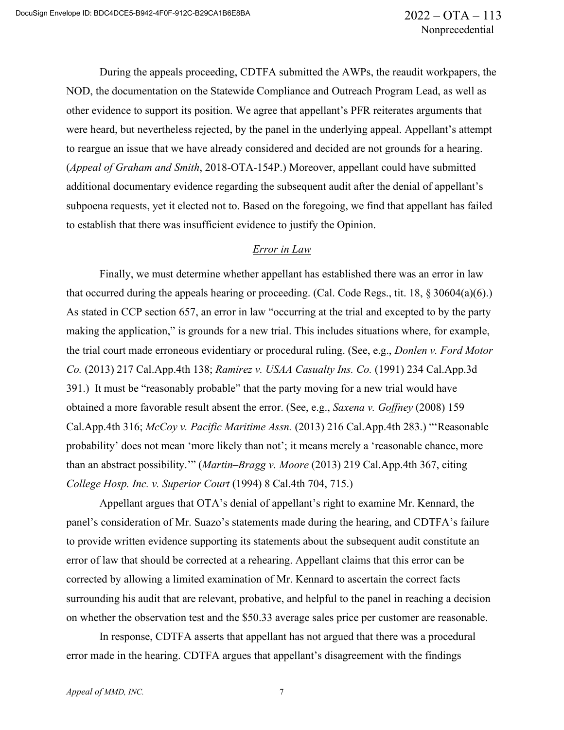During the appeals proceeding, CDTFA submitted the AWPs, the reaudit workpapers, the NOD, the documentation on the Statewide Compliance and Outreach Program Lead, as well as other evidence to support its position. We agree that appellant's PFR reiterates arguments that were heard, but nevertheless rejected, by the panel in the underlying appeal. Appellant's attempt to reargue an issue that we have already considered and decided are not grounds for a hearing. (*Appeal of Graham and Smith*, 2018-OTA-154P.) Moreover, appellant could have submitted additional documentary evidence regarding the subsequent audit after the denial of appellant's subpoena requests, yet it elected not to. Based on the foregoing, we find that appellant has failed to establish that there was insufficient evidence to justify the Opinion.

### *Error in Law*

Finally, we must determine whether appellant has established there was an error in law that occurred during the appeals hearing or proceeding. (Cal. Code Regs., tit. 18, § 30604(a)(6).) As stated in CCP section 657, an error in law "occurring at the trial and excepted to by the party making the application," is grounds for a new trial. This includes situations where, for example, the trial court made erroneous evidentiary or procedural ruling. (See, e.g., *Donlen v. Ford Motor Co.* (2013) 217 Cal.App.4th 138; *Ramirez v. USAA Casualty Ins. Co.* (1991) 234 Cal.App.3d 391.) It must be "reasonably probable" that the party moving for a new trial would have obtained a more favorable result absent the error. (See, e.g., *Saxena v. Goffney* (2008) 159 Cal.App.4th 316; *McCoy v. Pacific Maritime Assn.* (2013) 216 Cal.App.4th 283.) "'Reasonable probability' does not mean 'more likely than not'; it means merely a 'reasonable chance, more than an abstract possibility.'" (*Martin–Bragg v. Moore* (2013) 219 Cal.App.4th 367, citing *College Hosp. Inc. v. Superior Court* (1994) 8 Cal.4th 704, 715.)

Appellant argues that OTA's denial of appellant's right to examine Mr. Kennard, the panel's consideration of Mr. Suazo's statements made during the hearing, and CDTFA's failure to provide written evidence supporting its statements about the subsequent audit constitute an error of law that should be corrected at a rehearing. Appellant claims that this error can be corrected by allowing a limited examination of Mr. Kennard to ascertain the correct facts surrounding his audit that are relevant, probative, and helpful to the panel in reaching a decision on whether the observation test and the $50.33 average sales price per customer are reasonable.

In response, CDTFA asserts that appellant has not argued that there was a procedural error made in the hearing. CDTFA argues that appellant's disagreement with the findings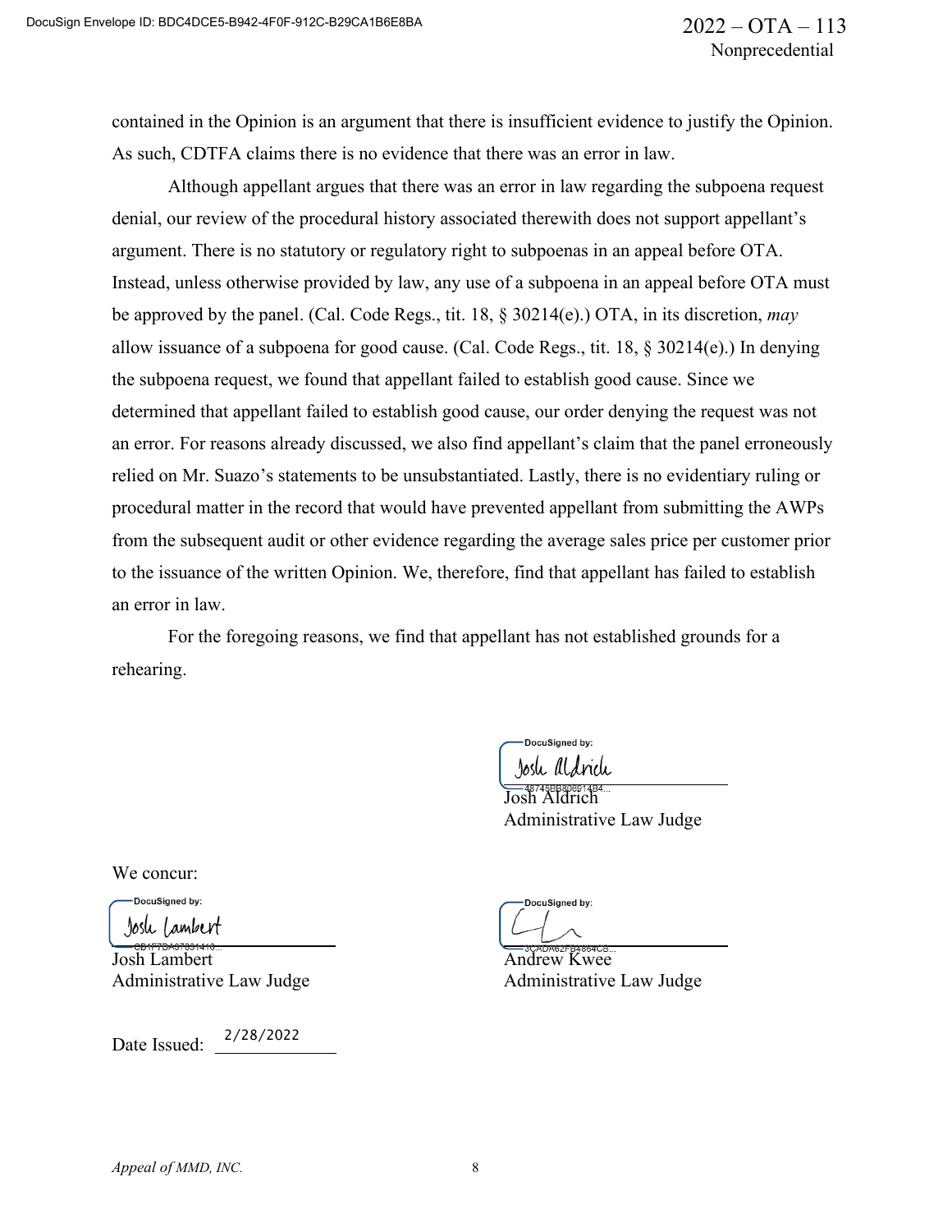contained in the Opinion is an argument that there is insufficient evidence to justify the Opinion. As such, CDTFA claims there is no evidence that there was an error in law.

Although appellant argues that there was an error in law regarding the subpoena request denial, our review of the procedural history associated therewith does not support appellant's argument. There is no statutory or regulatory right to subpoenas in an appeal before OTA. Instead, unless otherwise provided by law, any use of a subpoena in an appeal before OTA must be approved by the panel. (Cal. Code Regs., tit. 18, § 30214(e).) OTA, in its discretion, *may* allow issuance of a subpoena for good cause. (Cal. Code Regs., tit. 18, § 30214(e).) In denying the subpoena request, we found that appellant failed to establish good cause. Since we determined that appellant failed to establish good cause, our order denying the request was not an error. For reasons already discussed, we also find appellant's claim that the panel erroneously relied on Mr. Suazo's statements to be unsubstantiated. Lastly, there is no evidentiary ruling or procedural matter in the record that would have prevented appellant from submitting the AWPs from the subsequent audit or other evidence regarding the average sales price per customer prior to the issuance of the written Opinion. We, therefore, find that appellant has failed to establish an error in law.

For the foregoing reasons, we find that appellant has not established grounds for a rehearing.

DocuSigned by:
Josh Aldrich
Administrative Law Judge

We concur:

DocuSigned by:
Josh Lambert
Administrative Law Judge

DocuSigned by:
Andrew Kwee
Administrative Law Judge

Date Issued: 2/28/2022